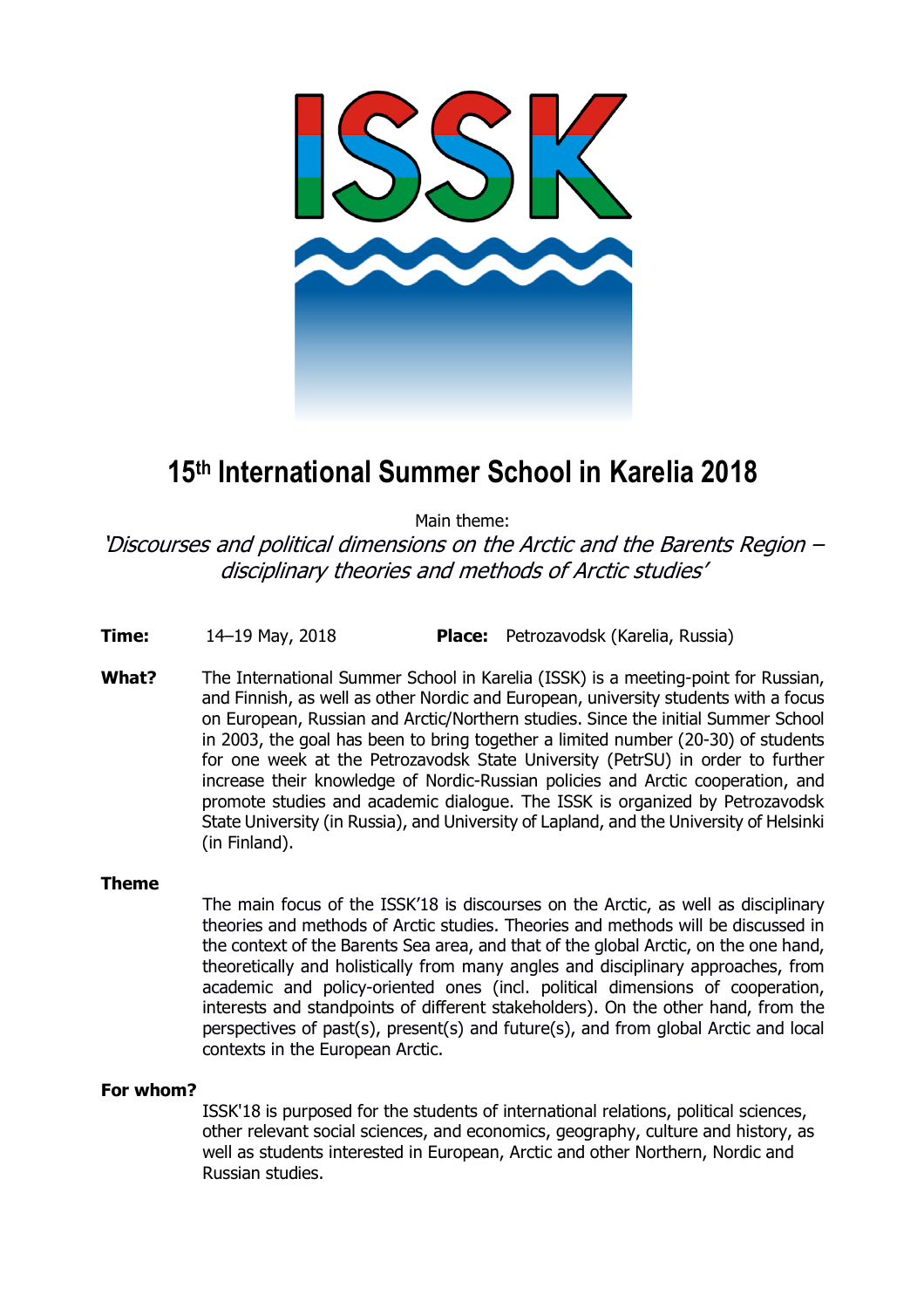# 15th International Summer School in Karelia 2018

Main theme:

*'Discourses and political dimensions on the Arctic and the Barents Region – disciplinary theories and methods of Arctic studies'*

**Time:** 14–19 May, 2018 **Place:** Petrozavodsk (Karelia, Russia)

**What?** The International Summer School in Karelia (ISSK) is a meeting-point for Russian, and Finnish, as well as other Nordic and European, university students with a focus on European, Russian and Arctic/Northern studies. Since the initial Summer School in 2003, the goal has been to bring together a limited number (20-30) of students for one week at the Petrozavodsk State University (PetrSU) in order to further increase their knowledge of Nordic-Russian policies and Arctic cooperation, and promote studies and academic dialogue. The ISSK is organized by Petrozavodsk State University (in Russia), and University of Lapland, and the University of Helsinki (in Finland).

**Theme**

The main focus of the ISSK'18 is discourses on the Arctic, as well as disciplinary theories and methods of Arctic studies. Theories and methods will be discussed in the context of the Barents Sea area, and that of the global Arctic, on the one hand, theoretically and holistically from many angles and disciplinary approaches, from academic and policy-oriented ones (incl. political dimensions of cooperation, interests and standpoints of different stakeholders). On the other hand, from the perspectives of past(s), present(s) and future(s), and from global Arctic and local contexts in the European Arctic.

**For whom?**

ISSK'18 is purposed for the students of international relations, political sciences, other relevant social sciences, and economics, geography, culture and history, as well as students interested in European, Arctic and other Northern, Nordic and Russian studies.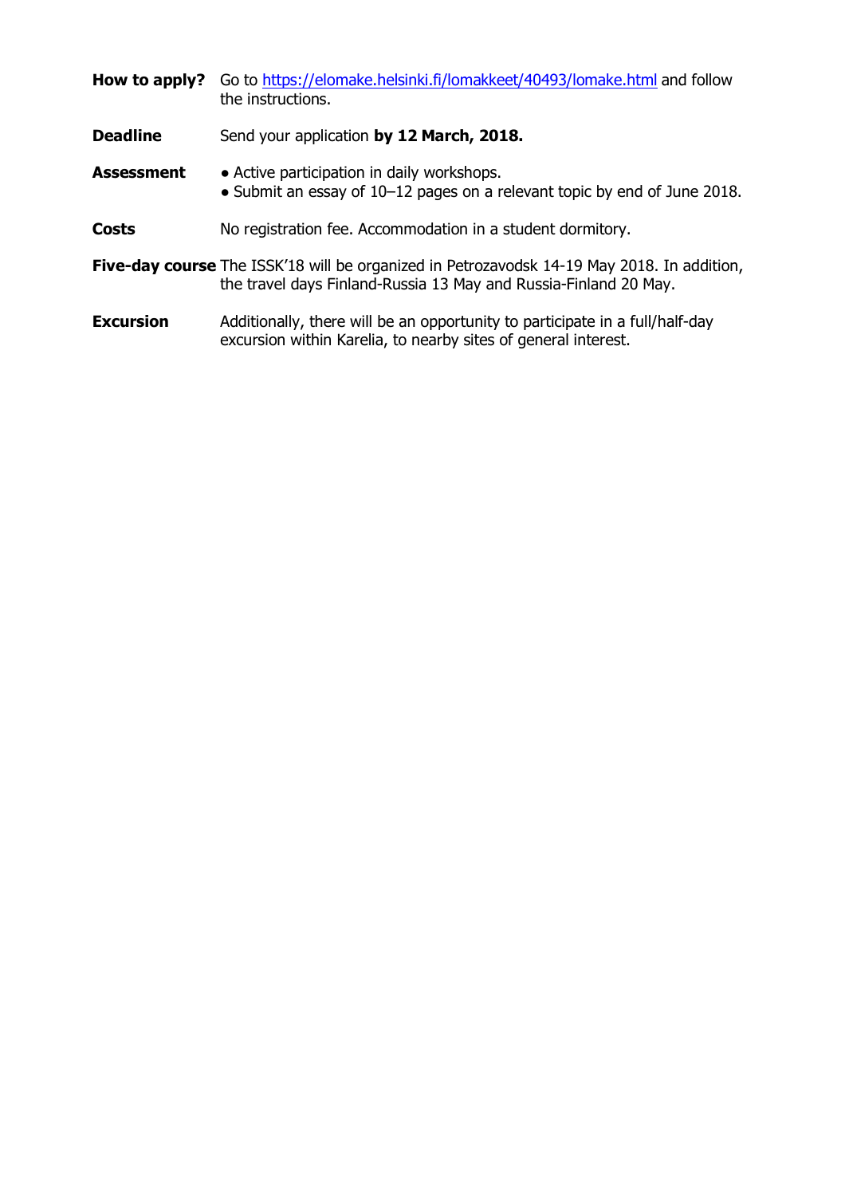**How to apply?** Go to https://elomake.helsinki.fi/lomakkeet/40493/lomake.html and follow the instructions.

**Deadline** Send your application **by 12 March, 2018.**

**Assessment**
- Active participation in daily workshops.
- Submit an essay of 10–12 pages on a relevant topic by end of June 2018.

**Costs** No registration fee. Accommodation in a student dormitory.

**Five-day course** The ISSK'18 will be organized in Petrozavodsk 14-19 May 2018. In addition, the travel days Finland-Russia 13 May and Russia-Finland 20 May.

**Excursion** Additionally, there will be an opportunity to participate in a full/half-day excursion within Karelia, to nearby sites of general interest.